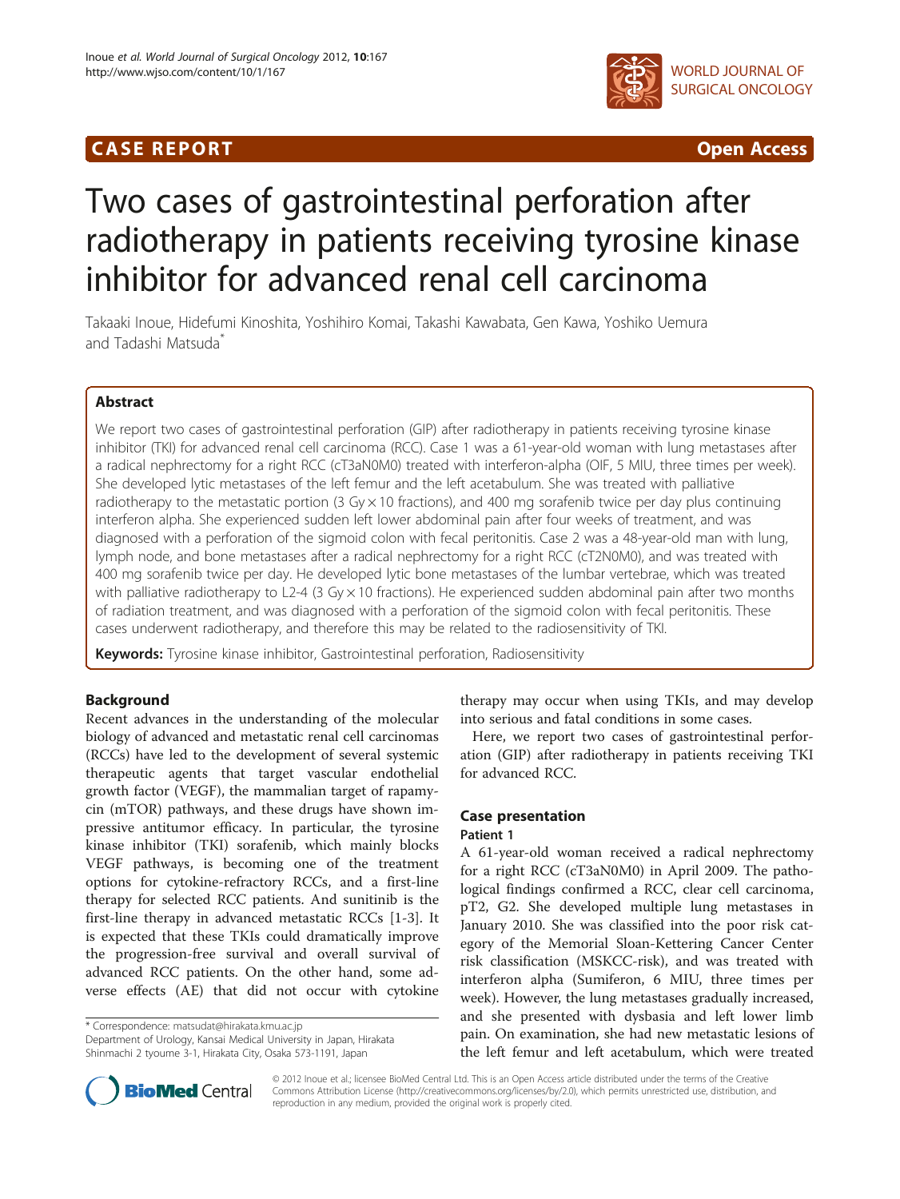CASE REPORT Open Access

# Two cases of gastrointestinal perforation after radiotherapy in patients receiving tyrosine kinase inhibitor for advanced renal cell carcinoma

Takaaki Inoue, Hidefumi Kinoshita, Yoshihiro Komai, Takashi Kawabata, Gen Kawa, Yoshiko Uemura and Tadashi Matsuda*

## Abstract

We report two cases of gastrointestinal perforation (GIP) after radiotherapy in patients receiving tyrosine kinase inhibitor (TKI) for advanced renal cell carcinoma (RCC). Case 1 was a 61-year-old woman with lung metastases after a radical nephrectomy for a right RCC (cT3aN0M0) treated with interferon-alpha (OIF, 5 MIU, three times per week). She developed lytic metastases of the left femur and the left acetabulum. She was treated with palliative radiotherapy to the metastatic portion (3 Gy × 10 fractions), and 400 mg sorafenib twice per day plus continuing interferon alpha. She experienced sudden left lower abdominal pain after four weeks of treatment, and was diagnosed with a perforation of the sigmoid colon with fecal peritonitis. Case 2 was a 48-year-old man with lung, lymph node, and bone metastases after a radical nephrectomy for a right RCC (cT2N0M0), and was treated with 400 mg sorafenib twice per day. He developed lytic bone metastases of the lumbar vertebrae, which was treated with palliative radiotherapy to L2-4 (3 Gy × 10 fractions). He experienced sudden abdominal pain after two months of radiation treatment, and was diagnosed with a perforation of the sigmoid colon with fecal peritonitis. These cases underwent radiotherapy, and therefore this may be related to the radiosensitivity of TKI.

**Keywords:** Tyrosine kinase inhibitor, Gastrointestinal perforation, Radiosensitivity

## Background

Recent advances in the understanding of the molecular biology of advanced and metastatic renal cell carcinomas (RCCs) have led to the development of several systemic therapeutic agents that target vascular endothelial growth factor (VEGF), the mammalian target of rapamycin (mTOR) pathways, and these drugs have shown impressive antitumor efficacy. In particular, the tyrosine kinase inhibitor (TKI) sorafenib, which mainly blocks VEGF pathways, is becoming one of the treatment options for cytokine-refractory RCCs, and a first-line therapy for selected RCC patients. And sunitinib is the first-line therapy in advanced metastatic RCCs [1-3]. It is expected that these TKIs could dramatically improve the progression-free survival and overall survival of advanced RCC patients. On the other hand, some adverse effects (AE) that did not occur with cytokine therapy may occur when using TKIs, and may develop into serious and fatal conditions in some cases.

Here, we report two cases of gastrointestinal perforation (GIP) after radiotherapy in patients receiving TKI for advanced RCC.

## Case presentation

### Patient 1

A 61-year-old woman received a radical nephrectomy for a right RCC (cT3aN0M0) in April 2009. The pathological findings confirmed a RCC, clear cell carcinoma, pT2, G2. She developed multiple lung metastases in January 2010. She was classified into the poor risk category of the Memorial Sloan-Kettering Cancer Center risk classification (MSKCC-risk), and was treated with interferon alpha (Sumiferon, 6 MIU, three times per week). However, the lung metastases gradually increased, and she presented with dysbasia and left lower limb pain. On examination, she had new metastatic lesions of the left femur and left acetabulum, which were treated

\* Correspondence: matsudat@hirakata.kmu.ac.jp
Department of Urology, Kansai Medical University in Japan, Hirakata Shinmachi 2 tyoume 3-1, Hirakata City, Osaka 573-1191, Japan

© 2012 Inoue et al.; licensee BioMed Central Ltd. This is an Open Access article distributed under the terms of the Creative Commons Attribution License (http://creativecommons.org/licenses/by/2.0), which permits unrestricted use, distribution, and reproduction in any medium, provided the original work is properly cited.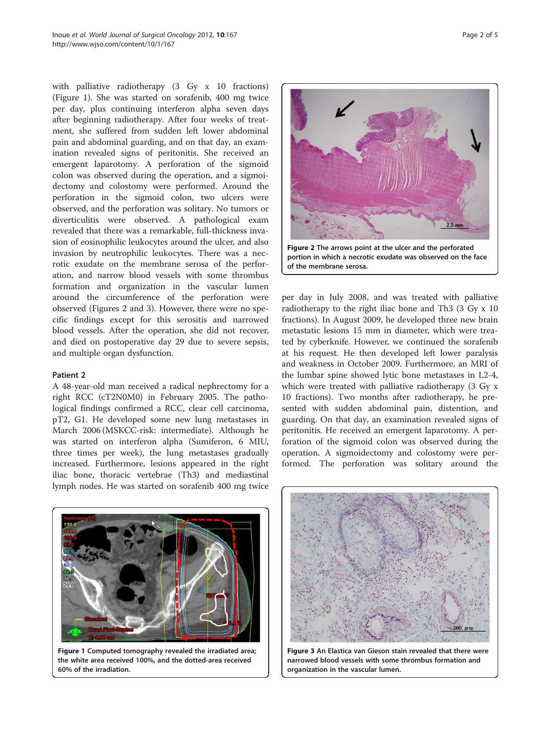with palliative radiotherapy (3 Gy x 10 fractions) (Figure 1). She was started on sorafenib, 400 mg twice per day, plus continuing interferon alpha seven days after beginning radiotherapy. After four weeks of treatment, she suffered from sudden left lower abdominal pain and abdominal guarding, and on that day, an examination revealed signs of peritonitis. She received an emergent laparotomy. A perforation of the sigmoid colon was observed during the operation, and a sigmoidectomy and colostomy were performed. Around the perforation in the sigmoid colon, two ulcers were observed, and the perforation was solitary. No tumors or diverticulitis were observed. A pathological exam revealed that there was a remarkable, full-thickness invasion of eosinophilic leukocytes around the ulcer, and also invasion by neutrophilic leukocytes. There was a necrotic exudate on the membrane serosa of the perforation, and narrow blood vessels with some thrombus formation and organization in the vascular lumen around the circumference of the perforation were observed (Figures 2 and 3). However, there were no specific findings except for this serositis and narrowed blood vessels. After the operation, she did not recover, and died on postoperative day 29 due to severe sepsis, and multiple organ dysfunction.

### Patient 2

A 48-year-old man received a radical nephrectomy for a right RCC (cT2N0M0) in February 2005. The pathological findings confirmed a RCC, clear cell carcinoma, pT2, G1. He developed some new lung metastases in March 2006 (MSKCC-risk: intermediate). Although he was started on interferon alpha (Sumiferon, 6 MIU, three times per week), the lung metastases gradually increased. Furthermore, lesions appeared in the right iliac bone, thoracic vertebrae (Th3) and mediastinal lymph nodes. He was started on sorafenib 400 mg twice per day in July 2008, and was treated with palliative radiotherapy to the right iliac bone and Th3 (3 Gy x 10 fractions). In August 2009, he developed three new brain metastatic lesions 15 mm in diameter, which were treated by cyberknife. However, we continued the sorafenib at his request. He then developed left lower paralysis and weakness in October 2009. Furthermore, an MRI of the lumbar spine showed lytic bone metastases in L2-4, which were treated with palliative radiotherapy (3 Gy x 10 fractions). Two months after radiotherapy, he presented with sudden abdominal pain, distention, and guarding. On that day, an examination revealed signs of peritonitis. He received an emergent laparotomy. A perforation of the sigmoid colon was observed during the operation. A sigmoidectomy and colostomy were performed. The perforation was solitary around the

**Figure 1** Computed tomography revealed the irradiated area; the white area received 100%, and the dotted-area received 60% of the irradiation.

**Figure 2** The arrows point at the ulcer and the perforated portion in which a necrotic exudate was observed on the face of the membrane serosa.

**Figure 3** An Elastica van Gieson stain revealed that there were narrowed blood vessels with some thrombus formation and organization in the vascular lumen.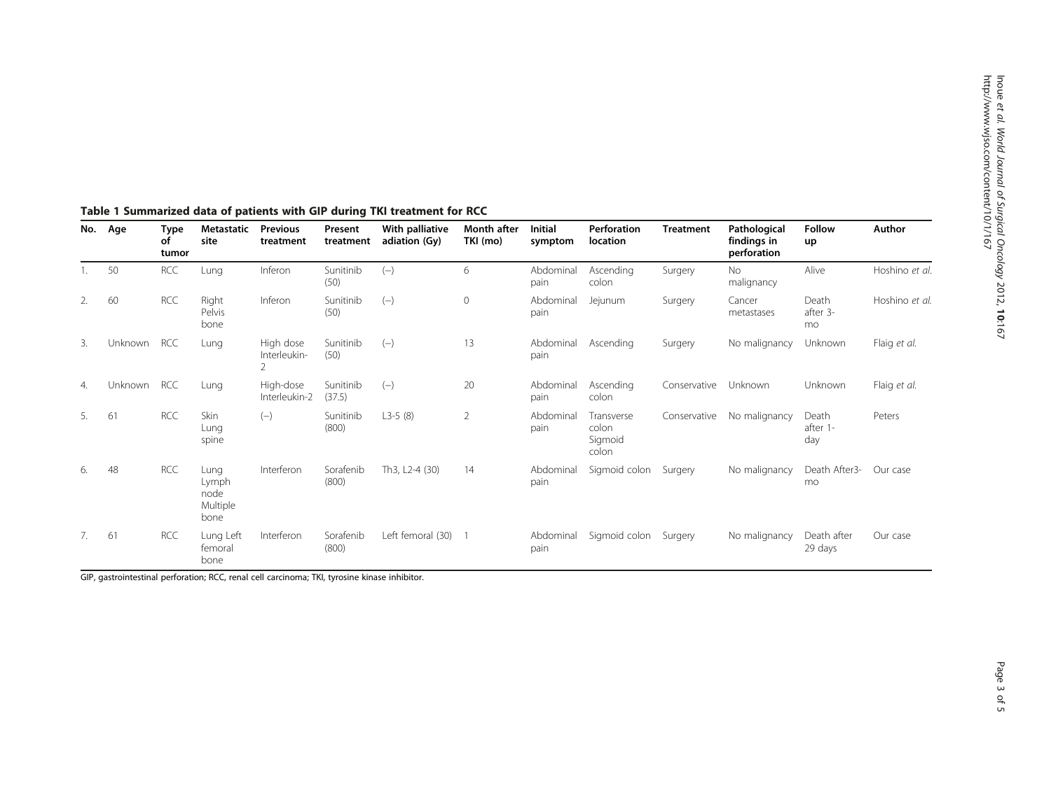**Table 1 Summarized data of patients with GIP during TKI treatment for RCC**

| No. | Age | Type of tumor | Metastatic site | Previous treatment | Present treatment | With palliative adiation (Gy) | Month after TKI (mo) | Initial symptom | Perforation location | Treatment | Pathological findings in perforation | Follow up | Author |
|---|---|---|---|---|---|---|---|---|---|---|---|---|---|
| 1. | 50 | RCC | Lung | Inferon | Sunitinib (50) | (−) | 6 | Abdominal pain | Ascending colon | Surgery | No malignancy | Alive | Hoshino *et al.* |
| 2. | 60 | RCC | Right Pelvis bone | Inferon | Sunitinib (50) | (−) | 0 | Abdominal pain | Jejunum | Surgery | Cancer metastases | Death after 3-mo | Hoshino *et al.* |
| 3. | Unknown | RCC | Lung | High dose Interleukin-2 | Sunitinib (50) | (−) | 13 | Abdominal pain | Ascending | Surgery | No malignancy | Unknown | Flaig *et al.* |
| 4. | Unknown | RCC | Lung | High-dose Interleukin-2 | Sunitinib (37.5) | (−) | 20 | Abdominal pain | Ascending colon | Conservative | Unknown | Unknown | Flaig *et al.* |
| 5. | 61 | RCC | Skin Lung spine | (−) | Sunitinib (800) | L3-5 (8) | 2 | Abdominal pain | Transverse colon Sigmoid colon | Conservative | No malignancy | Death after 1-day | Peters |
| 6. | 48 | RCC | Lung Lymph node Multiple bone | Interferon | Sorafenib (800) | Th3, L2-4 (30) | 14 | Abdominal pain | Sigmoid colon | Surgery | No malignancy | Death After3-mo | Our case |
| 7. | 61 | RCC | Lung Left femoral bone | Interferon | Sorafenib (800) | Left femoral (30) | 1 | Abdominal pain | Sigmoid colon | Surgery | No malignancy | Death after 29 days | Our case |

GIP, gastrointestinal perforation; RCC, renal cell carcinoma; TKI, tyrosine kinase inhibitor.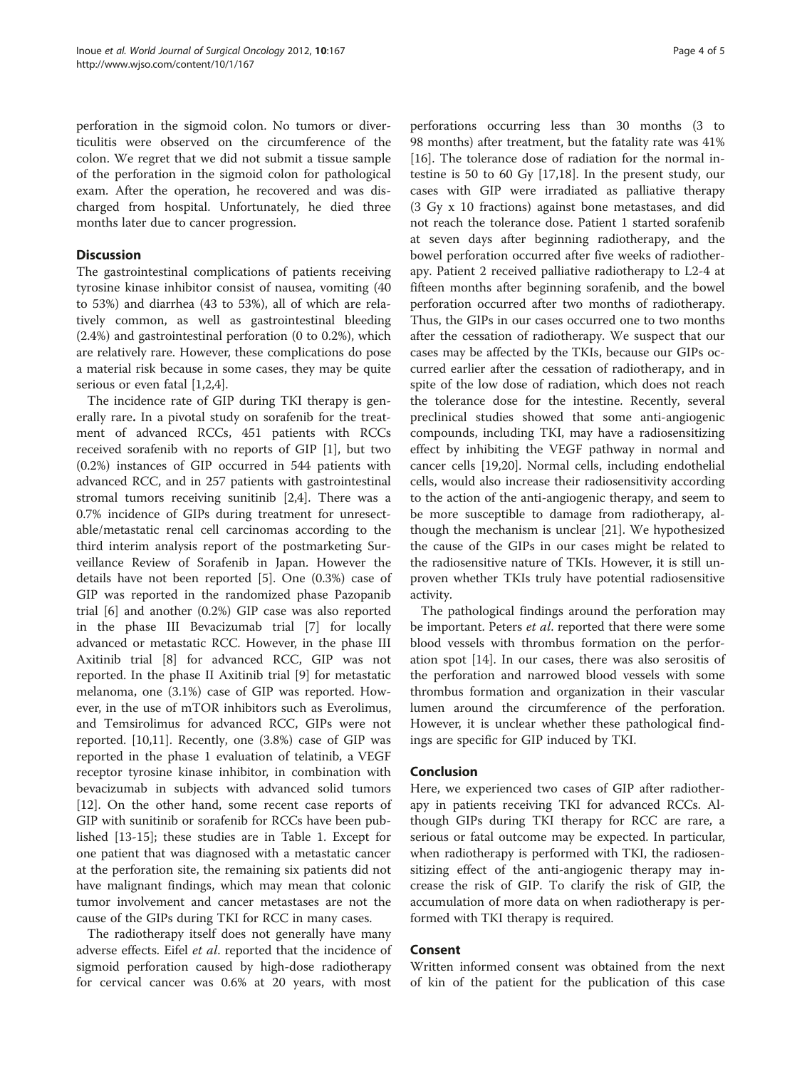perforation in the sigmoid colon. No tumors or diverticulitis were observed on the circumference of the colon. We regret that we did not submit a tissue sample of the perforation in the sigmoid colon for pathological exam. After the operation, he recovered and was discharged from hospital. Unfortunately, he died three months later due to cancer progression.

## Discussion

The gastrointestinal complications of patients receiving tyrosine kinase inhibitor consist of nausea, vomiting (40 to 53%) and diarrhea (43 to 53%), all of which are relatively common, as well as gastrointestinal bleeding (2.4%) and gastrointestinal perforation (0 to 0.2%), which are relatively rare. However, these complications do pose a material risk because in some cases, they may be quite serious or even fatal [1,2,4].

The incidence rate of GIP during TKI therapy is generally rare**.** In a pivotal study on sorafenib for the treatment of advanced RCCs, 451 patients with RCCs received sorafenib with no reports of GIP [1], but two (0.2%) instances of GIP occurred in 544 patients with advanced RCC, and in 257 patients with gastrointestinal stromal tumors receiving sunitinib [2,4]. There was a 0.7% incidence of GIPs during treatment for unresectable/metastatic renal cell carcinomas according to the third interim analysis report of the postmarketing Surveillance Review of Sorafenib in Japan. However the details have not been reported [5]. One (0.3%) case of GIP was reported in the randomized phase Pazopanib trial [6] and another (0.2%) GIP case was also reported in the phase III Bevacizumab trial [7] for locally advanced or metastatic RCC. However, in the phase III Axitinib trial [8] for advanced RCC, GIP was not reported. In the phase II Axitinib trial [9] for metastatic melanoma, one (3.1%) case of GIP was reported. However, in the use of mTOR inhibitors such as Everolimus, and Temsirolimus for advanced RCC, GIPs were not reported. [10,11]. Recently, one (3.8%) case of GIP was reported in the phase 1 evaluation of telatinib, a VEGF receptor tyrosine kinase inhibitor, in combination with bevacizumab in subjects with advanced solid tumors [12]. On the other hand, some recent case reports of GIP with sunitinib or sorafenib for RCCs have been published [13-15]; these studies are in Table 1. Except for one patient that was diagnosed with a metastatic cancer at the perforation site, the remaining six patients did not have malignant findings, which may mean that colonic tumor involvement and cancer metastases are not the cause of the GIPs during TKI for RCC in many cases.

The radiotherapy itself does not generally have many adverse effects. Eifel *et al*. reported that the incidence of sigmoid perforation caused by high-dose radiotherapy for cervical cancer was 0.6% at 20 years, with most perforations occurring less than 30 months (3 to 98 months) after treatment, but the fatality rate was 41% [16]. The tolerance dose of radiation for the normal intestine is 50 to 60 Gy [17,18]. In the present study, our cases with GIP were irradiated as palliative therapy (3 Gy x 10 fractions) against bone metastases, and did not reach the tolerance dose. Patient 1 started sorafenib at seven days after beginning radiotherapy, and the bowel perforation occurred after five weeks of radiotherapy. Patient 2 received palliative radiotherapy to L2-4 at fifteen months after beginning sorafenib, and the bowel perforation occurred after two months of radiotherapy. Thus, the GIPs in our cases occurred one to two months after the cessation of radiotherapy. We suspect that our cases may be affected by the TKIs, because our GIPs occurred earlier after the cessation of radiotherapy, and in spite of the low dose of radiation, which does not reach the tolerance dose for the intestine. Recently, several preclinical studies showed that some anti-angiogenic compounds, including TKI, may have a radiosensitizing effect by inhibiting the VEGF pathway in normal and cancer cells [19,20]. Normal cells, including endothelial cells, would also increase their radiosensitivity according to the action of the anti-angiogenic therapy, and seem to be more susceptible to damage from radiotherapy, although the mechanism is unclear [21]. We hypothesized the cause of the GIPs in our cases might be related to the radiosensitive nature of TKIs. However, it is still unproven whether TKIs truly have potential radiosensitive activity.

The pathological findings around the perforation may be important. Peters *et al*. reported that there were some blood vessels with thrombus formation on the perforation spot [14]. In our cases, there was also serositis of the perforation and narrowed blood vessels with some thrombus formation and organization in their vascular lumen around the circumference of the perforation. However, it is unclear whether these pathological findings are specific for GIP induced by TKI.

## Conclusion

Here, we experienced two cases of GIP after radiotherapy in patients receiving TKI for advanced RCCs. Although GIPs during TKI therapy for RCC are rare, a serious or fatal outcome may be expected. In particular, when radiotherapy is performed with TKI, the radiosensitizing effect of the anti-angiogenic therapy may increase the risk of GIP. To clarify the risk of GIP, the accumulation of more data on when radiotherapy is performed with TKI therapy is required.

## Consent

Written informed consent was obtained from the next of kin of the patient for the publication of this case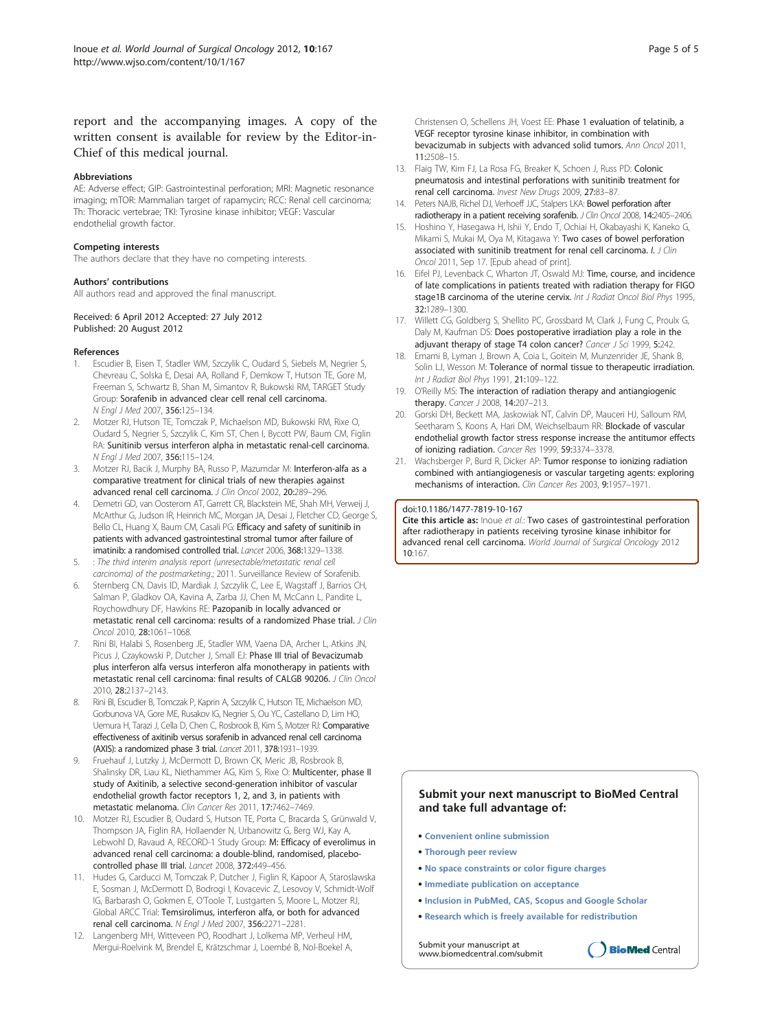report and the accompanying images. A copy of the written consent is available for review by the Editor-in-Chief of this medical journal.

#### Abbreviations

AE: Adverse effect; GIP: Gastrointestinal perforation; MRI: Magnetic resonance imaging; mTOR: Mammalian target of rapamycin; RCC: Renal cell carcinoma; Th: Thoracic vertebrae; TKI: Tyrosine kinase inhibitor; VEGF: Vascular endothelial growth factor.

#### Competing interests

The authors declare that they have no competing interests.

#### Authors' contributions

All authors read and approved the final manuscript.

Received: 6 April 2012 Accepted: 27 July 2012
Published: 20 August 2012

#### References

1. Escudier B, Eisen T, Stadler WM, Szczylik C, Oudard S, Siebels M, Negrier S, Chevreau C, Solska E, Desai AA, Rolland F, Demkow T, Hutson TE, Gore M, Freeman S, Schwartz B, Shan M, Simantov R, Bukowski RM, TARGET Study Group: **Sorafenib in advanced clear cell renal cell carcinoma.** *N Engl J Med* 2007, **356:**125–134.
2. Motzer RJ, Hutson TE, Tomczak P, Michaelson MD, Bukowski RM, Rixe O, Oudard S, Negrier S, Szczylik C, Kim ST, Chen I, Bycott PW, Baum CM, Figlin RA: **Sunitinib versus interferon alpha in metastatic renal-cell carcinoma.** *N Engl J Med* 2007, **356:**115–124.
3. Motzer RJ, Bacik J, Murphy BA, Russo P, Mazumdar M: **Interferon-alfa as a comparative treatment for clinical trials of new therapies against advanced renal cell carcinoma.** *J Clin Oncol* 2002, **20:**289–296.
4. Demetri GD, van Oosterom AT, Garrett CR, Blackstein ME, Shah MH, Verweij J, McArthur G, Judson IR, Heinrich MC, Morgan JA, Desai J, Fletcher CD, George S, Bello CL, Huang X, Baum CM, Casali PG: **Efficacy and safety of sunitinib in patients with advanced gastrointestinal stromal tumor after failure of imatinib: a randomised controlled trial.** *Lancet* 2006, **368:**1329–1338.
5. : *The third interim analysis report (unresectable/metastatic renal cell carcinoma) of the postmarketing.*; 2011. Surveillance Review of Sorafenib.
6. Sternberg CN, Davis ID, Mardiak J, Szczylik C, Lee E, Wagstaff J, Barrios CH, Salman P, Gladkov OA, Kavina A, Zarba JJ, Chen M, McCann L, Pandite L, Roychowdhury DF, Hawkins RE: **Pazopanib in locally advanced or metastatic renal cell carcinoma: results of a randomized Phase trial.** *J Clin Oncol* 2010, **28:**1061–1068.
7. Rini BI, Halabi S, Rosenberg JE, Stadler WM, Vaena DA, Archer L, Atkins JN, Picus J, Czaykowski P, Dutcher J, Small EJ: **Phase III trial of Bevacizumab plus interferon alfa versus interferon alfa monotherapy in patients with metastatic renal cell carcinoma: final results of CALGB 90206.** *J Clin Oncol* 2010, **28:**2137–2143.
8. Rini BI, Escudier B, Tomczak P, Kaprin A, Szczylik C, Hutson TE, Michaelson MD, Gorbunova VA, Gore ME, Rusakov IG, Negrier S, Ou YC, Castellano D, Lim HO, Uemura H, Tarazi J, Cella D, Chen C, Rosbrook B, Kim S, Motzer RJ: **Comparative effectiveness of axitinib versus sorafenib in advanced renal cell carcinoma (AXIS): a randomized phase 3 trial.** *Lancet* 2011, **378:**1931–1939.
9. Fruehauf J, Lutzky J, McDermott D, Brown CK, Meric JB, Rosbrook B, Shalinsky DR, Liau KL, Niethammer AG, Kim S, Rixe O: **Multicenter, phase II study of Axitinib, a selective second-generation inhibitor of vascular endothelial growth factor receptors 1, 2, and 3, in patients with metastatic melanoma.** *Clin Cancer Res* 2011, **17:**7462–7469.
10. Motzer RJ, Escudier B, Oudard S, Hutson TE, Porta C, Bracarda S, Grünwald V, Thompson JA, Figlin RA, Hollaender N, Urbanowitz G, Berg WJ, Kay A, Lebwohl D, Ravaud A, RECORD-1 Study Group: **M: Efficacy of everolimus in advanced renal cell carcinoma: a double-blind, randomised, placebo-controlled phase III trial.** *Lancet* 2008, **372:**449–456.
11. Hudes G, Carducci M, Tomczak P, Dutcher J, Figlin R, Kapoor A, Staroslawska E, Sosman J, McDermott D, Bodrogi I, Kovacevic Z, Lesovoy V, Schmidt-Wolf IG, Barbarash O, Gokmen E, O'Toole T, Lustgarten S, Moore L, Motzer RJ, Global ARCC Trial: **Temsirolimus, interferon alfa, or both for advanced renal cell carcinoma.** *N Engl J Med* 2007, **356:**2271–2281.
12. Langenberg MH, Witteveen PO, Roodhart J, Lolkema MP, Verheul HM, Mergui-Roelvink M, Brendel E, Krätzschmar J, Loembé B, Nol-Boekel A, Christensen O, Schellens JH, Voest EE: **Phase 1 evaluation of telatinib, a VEGF receptor tyrosine kinase inhibitor, in combination with bevacizumab in subjects with advanced solid tumors.** *Ann Oncol* 2011, **11:**2508–15.
13. Flaig TW, Kim FJ, La Rosa FG, Breaker K, Schoen J, Russ PD: **Colonic pneumatosis and intestinal perforations with sunitinib treatment for renal cell carcinoma.** *Invest New Drugs* 2009, **27:**83–87.
14. Peters NAJB, Richel DJ, Verhoeff JJC, Stalpers LKA: **Bowel perforation after radiotherapy in a patient receiving sorafenib.** *J Clin Oncol* 2008, **14:**2405–2406.
15. Hoshino Y, Hasegawa H, Ishii Y, Endo T, Ochiai H, Okabayashi K, Kaneko G, Mikami S, Mukai M, Oya M, Kitagawa Y: **Two cases of bowel perforation associated with sunitinib treatment for renal cell carcinoma.** *I. J Clin Oncol* 2011, Sep 17. [Epub ahead of print].
16. Eifel PJ, Levenback C, Wharton JT, Oswald MJ: **Time, course, and incidence of late complications in patients treated with radiation therapy for FIGO stage1B carcinoma of the uterine cervix.** *Int J Radiat Oncol Biol Phys* 1995, **32:**1289–1300.
17. Willett CG, Goldberg S, Shellito PC, Grossbard M, Clark J, Fung C, Proulx G, Daly M, Kaufman DS: **Does postoperative irradiation play a role in the adjuvant therapy of stage T4 colon cancer?** *Cancer J Sci* 1999, **5:**242.
18. Emami B, Lyman J, Brown A, Coia L, Goitein M, Munzenrider JE, Shank B, Solin LJ, Wesson M: **Tolerance of normal tissue to therapeutic irradiation.** *Int J Radiat Biol Phys* 1991, **21:**109–122.
19. O'Reilly MS: **The interaction of radiation therapy and antiangiogenic therapy.** *Cancer J* 2008, **14:**207–213.
20. Gorski DH, Beckett MA, Jaskowiak NT, Calvin DP, Mauceri HJ, Salloum RM, Seetharam S, Koons A, Hari DM, Weichselbaum RR: **Blockade of vascular endothelial growth factor stress response increase the antitumor effects of ionizing radiation.** *Cancer Res* 1999, **59:**3374–3378.
21. Wachsberger P, Burd R, Dicker AP: **Tumor response to ionizing radiation combined with antiangiogenesis or vascular targeting agents: exploring mechanisms of interaction.** *Clin Cancer Res* 2003, **9:**1957–1971.

doi:10.1186/1477-7819-10-167
**Cite this article as:** Inoue *et al.*: Two cases of gastrointestinal perforation after radiotherapy in patients receiving tyrosine kinase inhibitor for advanced renal cell carcinoma. *World Journal of Surgical Oncology* 2012 10:167.

**Submit your next manuscript to BioMed Central and take full advantage of:**

- Convenient online submission
- Thorough peer review
- No space constraints or color figure charges
- Immediate publication on acceptance
- Inclusion in PubMed, CAS, Scopus and Google Scholar
- Research which is freely available for redistribution

Submit your manuscript at
www.biomedcentral.com/submit